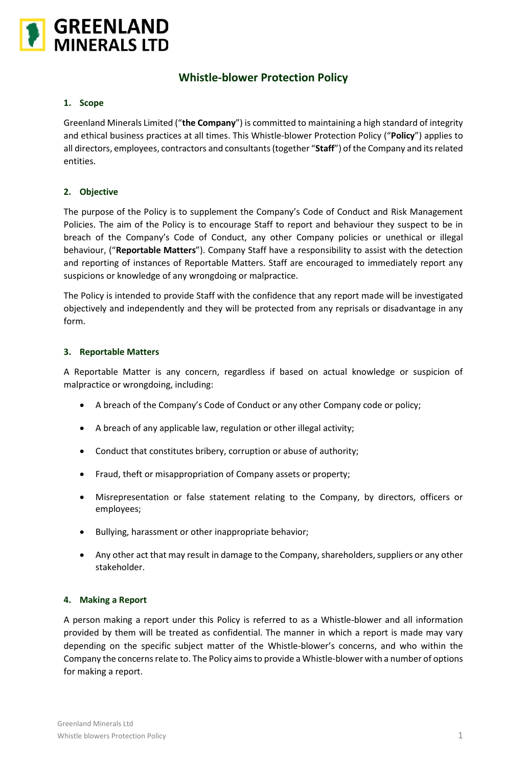# Whistle-blower Protection Policy

## 1. Scope

Greenland Minerals Limited ("**the Company**") is committed to maintaining a high standard of integrity and ethical business practices at all times. This Whistle-blower Protection Policy ("**Policy**") applies to all directors, employees, contractors and consultants (together "**Staff**") of the Company and its related entities.

## 2. Objective

The purpose of the Policy is to supplement the Company's Code of Conduct and Risk Management Policies. The aim of the Policy is to encourage Staff to report and behaviour they suspect to be in breach of the Company's Code of Conduct, any other Company policies or unethical or illegal behaviour, ("**Reportable Matters**"). Company Staff have a responsibility to assist with the detection and reporting of instances of Reportable Matters. Staff are encouraged to immediately report any suspicions or knowledge of any wrongdoing or malpractice.

The Policy is intended to provide Staff with the confidence that any report made will be investigated objectively and independently and they will be protected from any reprisals or disadvantage in any form.

## 3. Reportable Matters

A Reportable Matter is any concern, regardless if based on actual knowledge or suspicion of malpractice or wrongdoing, including:

- A breach of the Company's Code of Conduct or any other Company code or policy;
- A breach of any applicable law, regulation or other illegal activity;
- Conduct that constitutes bribery, corruption or abuse of authority;
- Fraud, theft or misappropriation of Company assets or property;
- Misrepresentation or false statement relating to the Company, by directors, officers or employees;
- Bullying, harassment or other inappropriate behavior;
- Any other act that may result in damage to the Company, shareholders, suppliers or any other stakeholder.

## 4. Making a Report

A person making a report under this Policy is referred to as a Whistle-blower and all information provided by them will be treated as confidential. The manner in which a report is made may vary depending on the specific subject matter of the Whistle-blower's concerns, and who within the Company the concerns relate to. The Policy aims to provide a Whistle-blower with a number of options for making a report.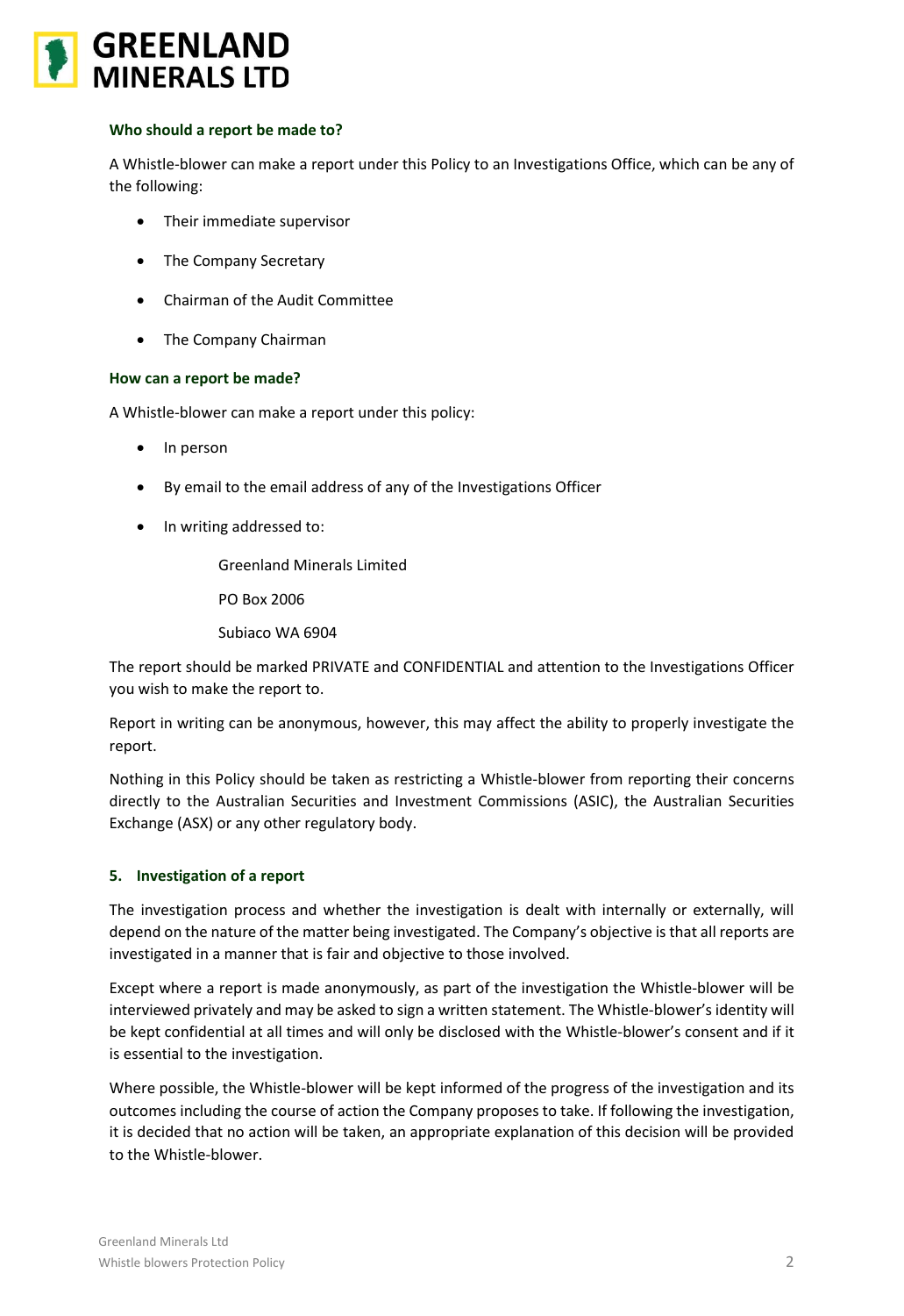### Who should a report be made to?

A Whistle-blower can make a report under this Policy to an Investigations Office, which can be any of the following:

- Their immediate supervisor
- The Company Secretary
- Chairman of the Audit Committee
- The Company Chairman

### How can a report be made?

A Whistle-blower can make a report under this policy:

- In person
- By email to the email address of any of the Investigations Officer
- In writing addressed to:

  Greenland Minerals Limited

  PO Box 2006

  Subiaco WA 6904

The report should be marked PRIVATE and CONFIDENTIAL and attention to the Investigations Officer you wish to make the report to.

Report in writing can be anonymous, however, this may affect the ability to properly investigate the report.

Nothing in this Policy should be taken as restricting a Whistle-blower from reporting their concerns directly to the Australian Securities and Investment Commissions (ASIC), the Australian Securities Exchange (ASX) or any other regulatory body.

## 5. Investigation of a report

The investigation process and whether the investigation is dealt with internally or externally, will depend on the nature of the matter being investigated. The Company's objective is that all reports are investigated in a manner that is fair and objective to those involved.

Except where a report is made anonymously, as part of the investigation the Whistle-blower will be interviewed privately and may be asked to sign a written statement. The Whistle-blower's identity will be kept confidential at all times and will only be disclosed with the Whistle-blower's consent and if it is essential to the investigation.

Where possible, the Whistle-blower will be kept informed of the progress of the investigation and its outcomes including the course of action the Company proposes to take. If following the investigation, it is decided that no action will be taken, an appropriate explanation of this decision will be provided to the Whistle-blower.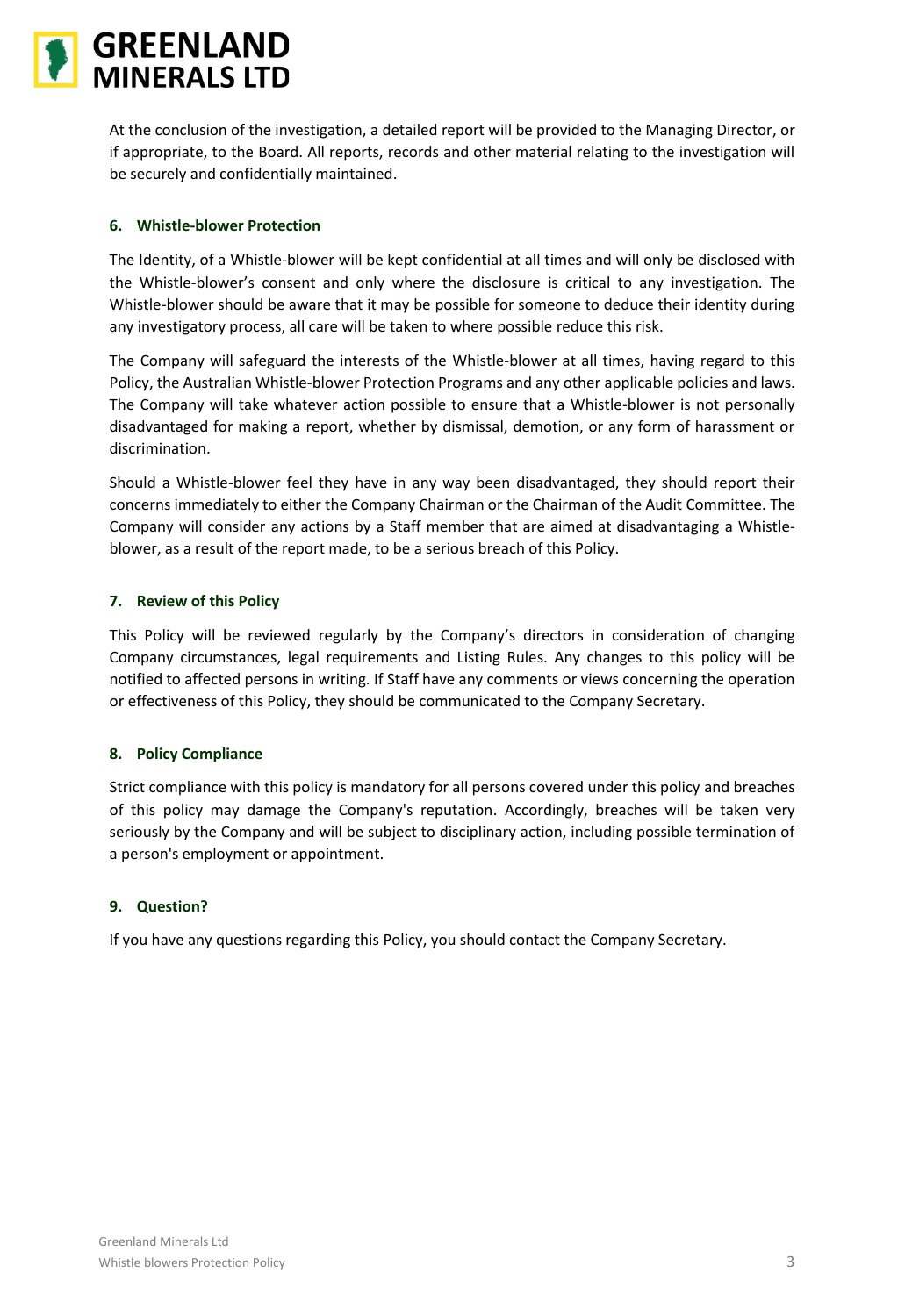At the conclusion of the investigation, a detailed report will be provided to the Managing Director, or if appropriate, to the Board. All reports, records and other material relating to the investigation will be securely and confidentially maintained.

#### 6. Whistle-blower Protection

The Identity, of a Whistle-blower will be kept confidential at all times and will only be disclosed with the Whistle-blower's consent and only where the disclosure is critical to any investigation. The Whistle-blower should be aware that it may be possible for someone to deduce their identity during any investigatory process, all care will be taken to where possible reduce this risk.

The Company will safeguard the interests of the Whistle-blower at all times, having regard to this Policy, the Australian Whistle-blower Protection Programs and any other applicable policies and laws. The Company will take whatever action possible to ensure that a Whistle-blower is not personally disadvantaged for making a report, whether by dismissal, demotion, or any form of harassment or discrimination.

Should a Whistle-blower feel they have in any way been disadvantaged, they should report their concerns immediately to either the Company Chairman or the Chairman of the Audit Committee. The Company will consider any actions by a Staff member that are aimed at disadvantaging a Whistle-blower, as a result of the report made, to be a serious breach of this Policy.

#### 7. Review of this Policy

This Policy will be reviewed regularly by the Company's directors in consideration of changing Company circumstances, legal requirements and Listing Rules. Any changes to this policy will be notified to affected persons in writing. If Staff have any comments or views concerning the operation or effectiveness of this Policy, they should be communicated to the Company Secretary.

#### 8. Policy Compliance

Strict compliance with this policy is mandatory for all persons covered under this policy and breaches of this policy may damage the Company's reputation. Accordingly, breaches will be taken very seriously by the Company and will be subject to disciplinary action, including possible termination of a person's employment or appointment.

#### 9. Question?

If you have any questions regarding this Policy, you should contact the Company Secretary.